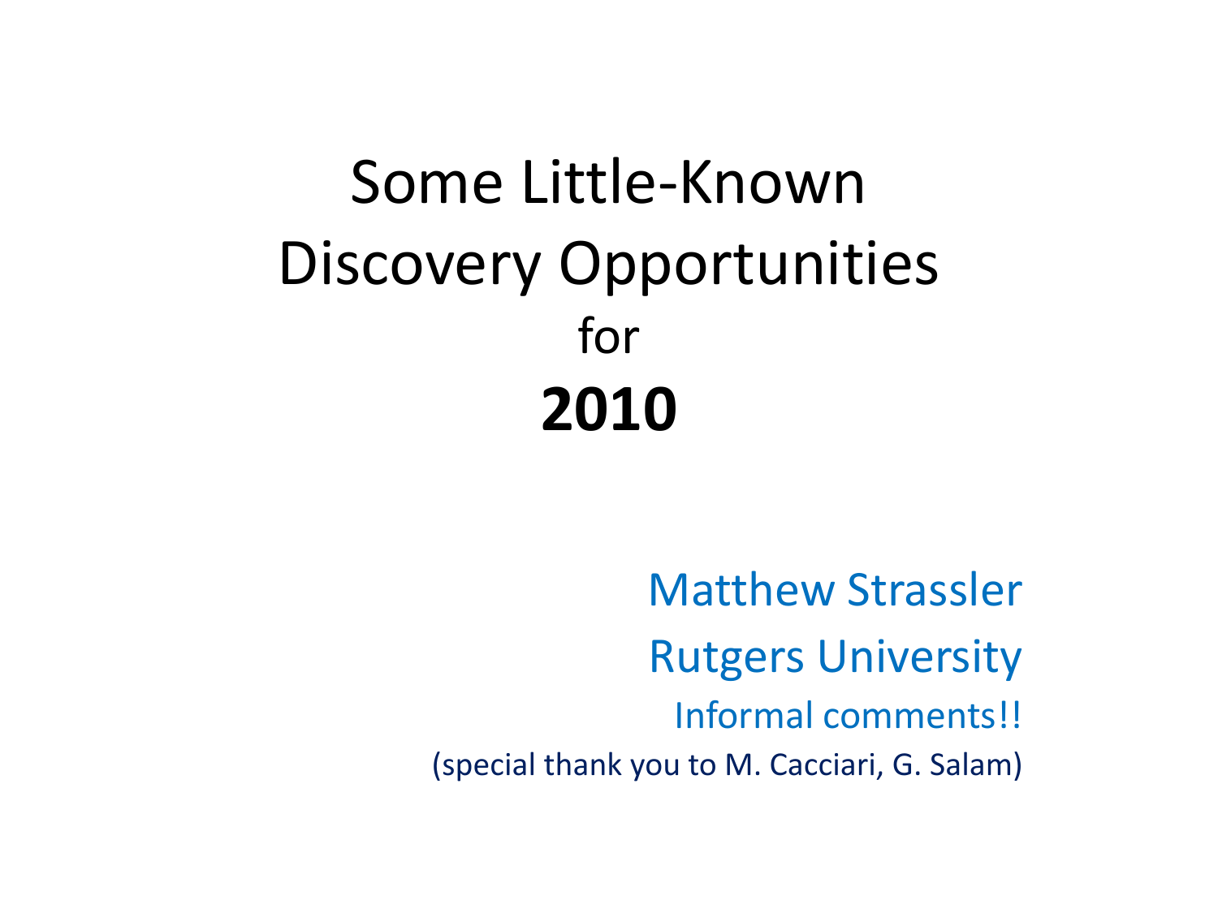# Some Little-Known Discovery Opportunities for **2010**

Matthew Strassler

Rutgers University

Informal comments!!

(special thank you to M. Cacciari, G. Salam)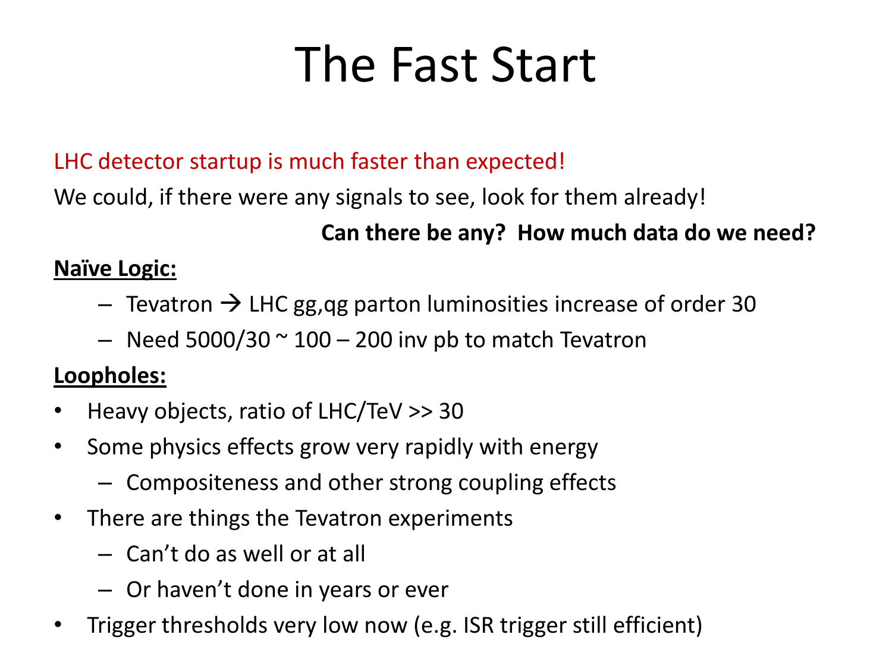# The Fast Start

LHC detector startup is much faster than expected!

We could, if there were any signals to see, look for them already!

**Can there be any? How much data do we need?**

**<u>Naïve Logic:</u>**

- Tevatron → LHC gg,qg parton luminosities increase of order 30
- Need 5000/30 ~ 100 – 200 inv pb to match Tevatron

**<u>Loopholes:</u>**

- Heavy objects, ratio of LHC/TeV >> 30
- Some physics effects grow very rapidly with energy
  - Compositeness and other strong coupling effects
- There are things the Tevatron experiments
  - Can't do as well or at all
  - Or haven't done in years or ever
- Trigger thresholds very low now (e.g. ISR trigger still efficient)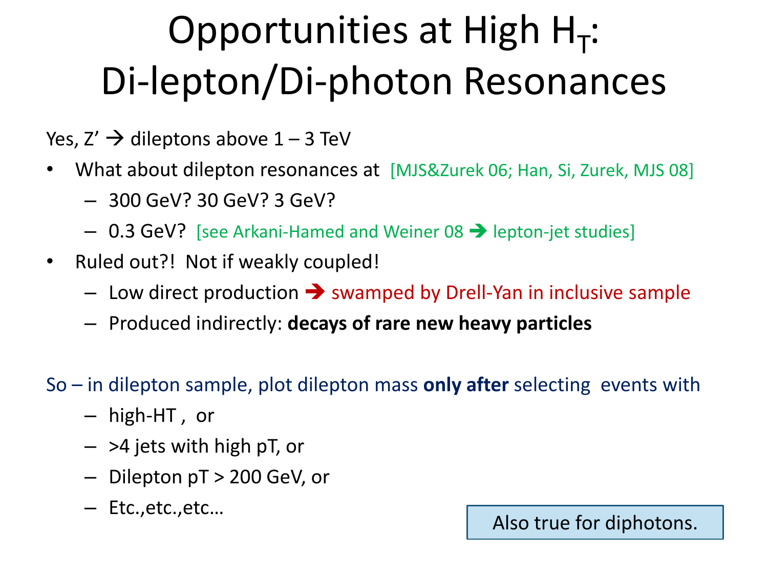# Opportunities at High $H_T$: Di-lepton/Di-photon Resonances

Yes, Z' → dileptons above 1 – 3 TeV

- What about dilepton resonances at [MJS&Zurek 06; Han, Si, Zurek, MJS 08]
  - 300 GeV? 30 GeV? 3 GeV?
  - 0.3 GeV? [see Arkani-Hamed and Weiner 08 → lepton-jet studies]
- Ruled out?! Not if weakly coupled!
  - Low direct production → swamped by Drell-Yan in inclusive sample
  - Produced indirectly: **decays of rare new heavy particles**

So – in dilepton sample, plot dilepton mass **only after** selecting events with

- high-HT , or
- >4 jets with high pT, or
- Dilepton pT > 200 GeV, or
- Etc.,etc.,etc…

Also true for diphotons.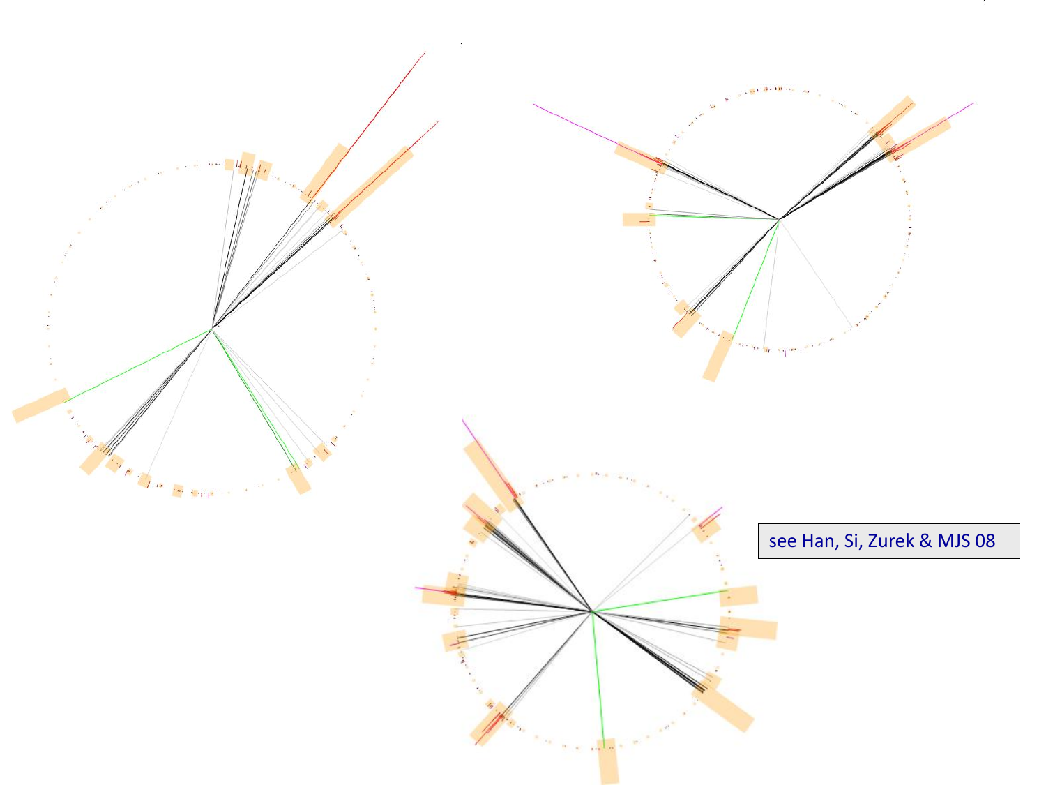see Han, Si, Zurek & MJS 08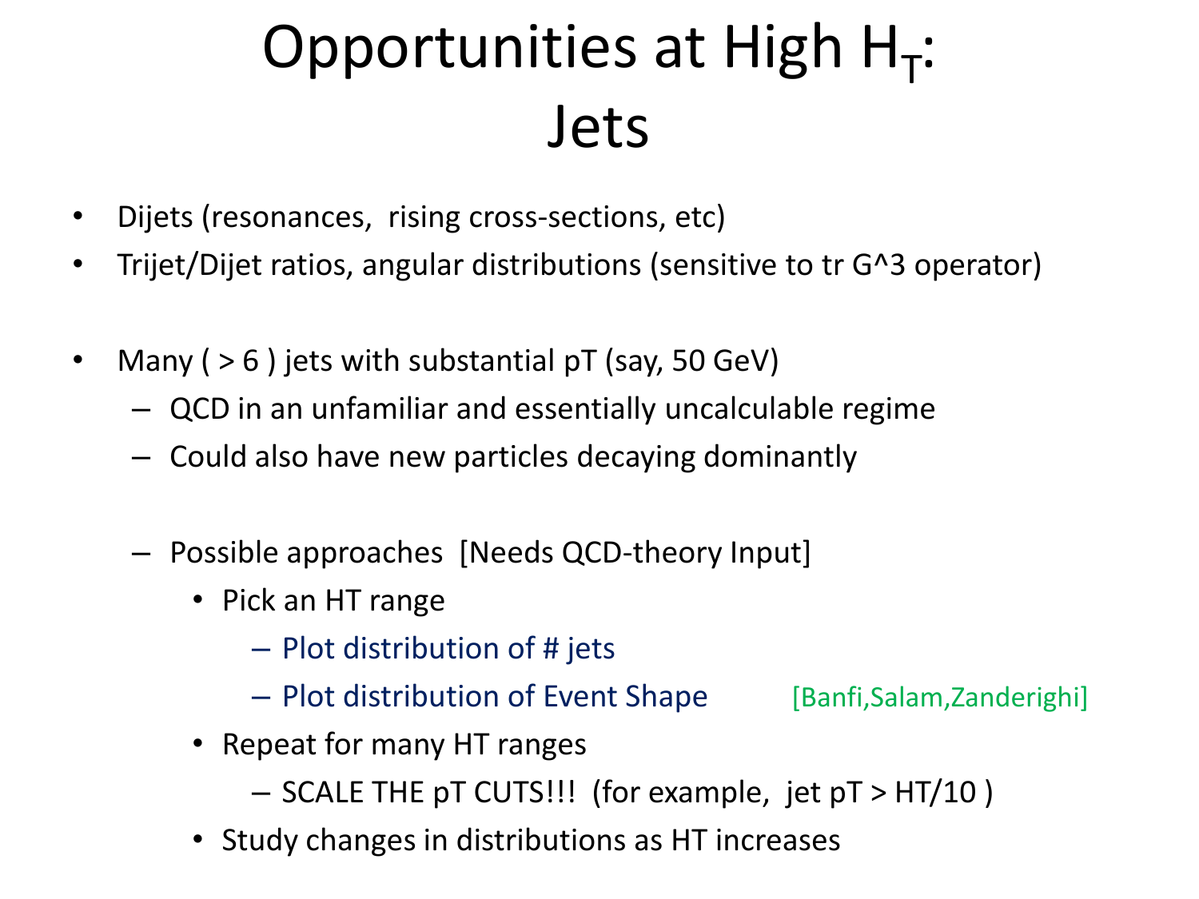# Opportunities at High $H_T$: Jets

- Dijets (resonances, rising cross-sections, etc)
- Trijet/Dijet ratios, angular distributions (sensitive to tr G^3 operator)

- Many ( > 6 ) jets with substantial pT (say, 50 GeV)
  - QCD in an unfamiliar and essentially uncalculable regime
  - Could also have new particles decaying dominantly

  - Possible approaches [Needs QCD-theory Input]
    - Pick an HT range
      - Plot distribution of # jets
      - Plot distribution of Event Shape [Banfi,Salam,Zanderighi]
    - Repeat for many HT ranges
      - SCALE THE pT CUTS!!! (for example, jet pT > HT/10 )
    - Study changes in distributions as HT increases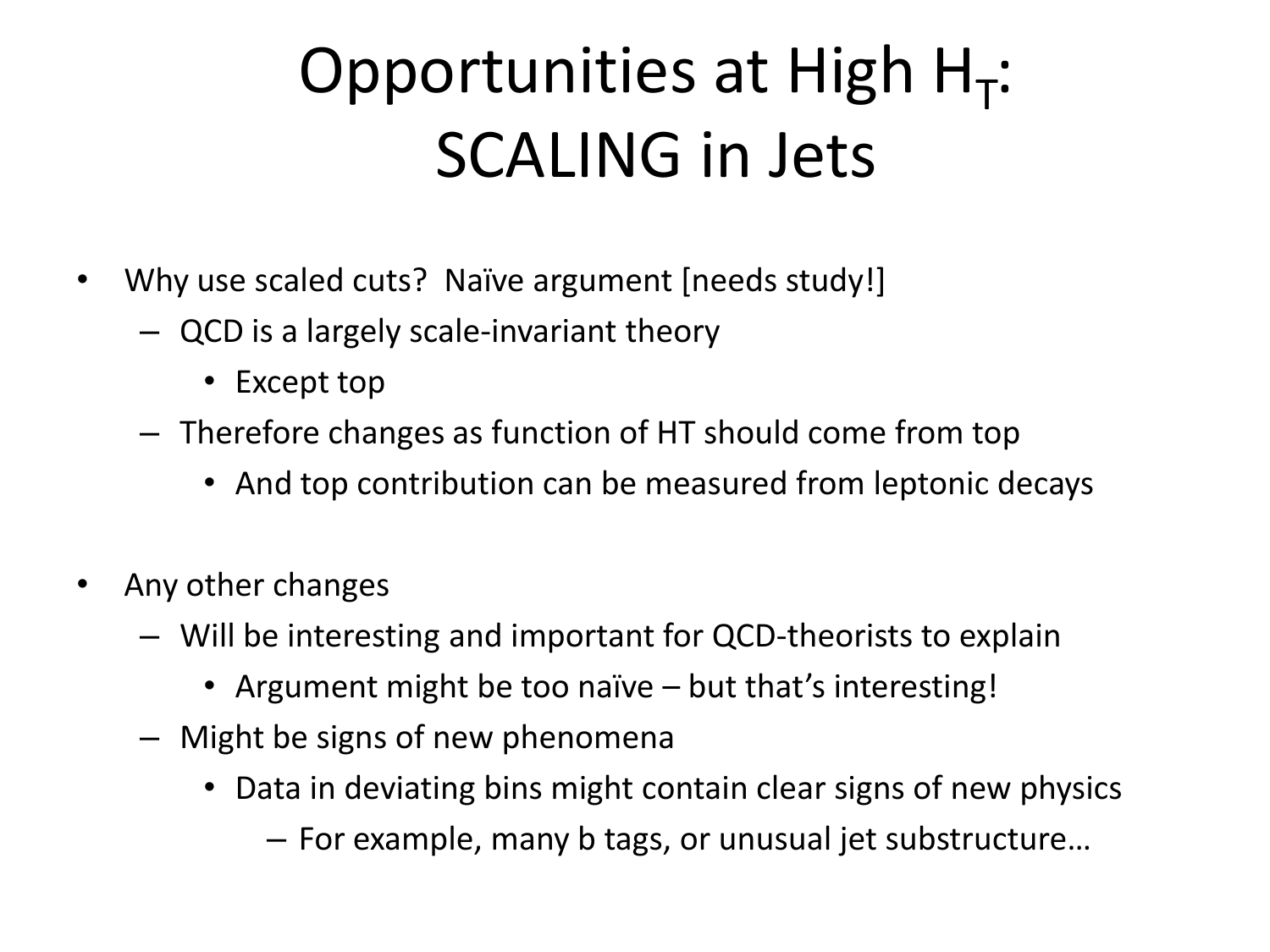# Opportunities at High $H_T$: SCALING in Jets

- Why use scaled cuts? Naïve argument [needs study!]
  - QCD is a largely scale-invariant theory
    - Except top
  - Therefore changes as function of HT should come from top
    - And top contribution can be measured from leptonic decays

- Any other changes
  - Will be interesting and important for QCD-theorists to explain
    - Argument might be too naïve – but that's interesting!
  - Might be signs of new phenomena
    - Data in deviating bins might contain clear signs of new physics
      - For example, many b tags, or unusual jet substructure…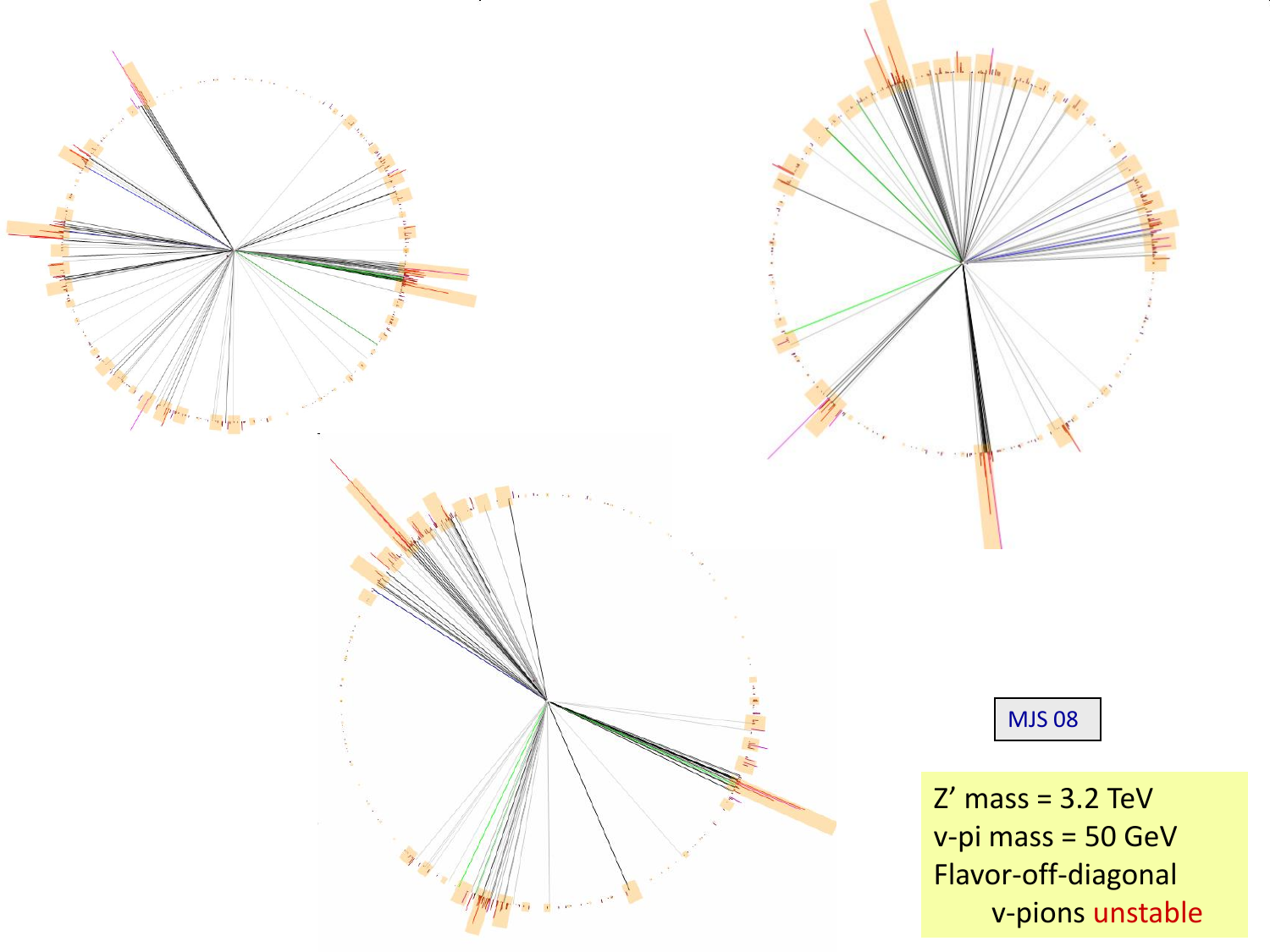MJS 08

Z' mass = 3.2 TeV
v-pi mass = 50 GeV
Flavor-off-diagonal
v-pions unstable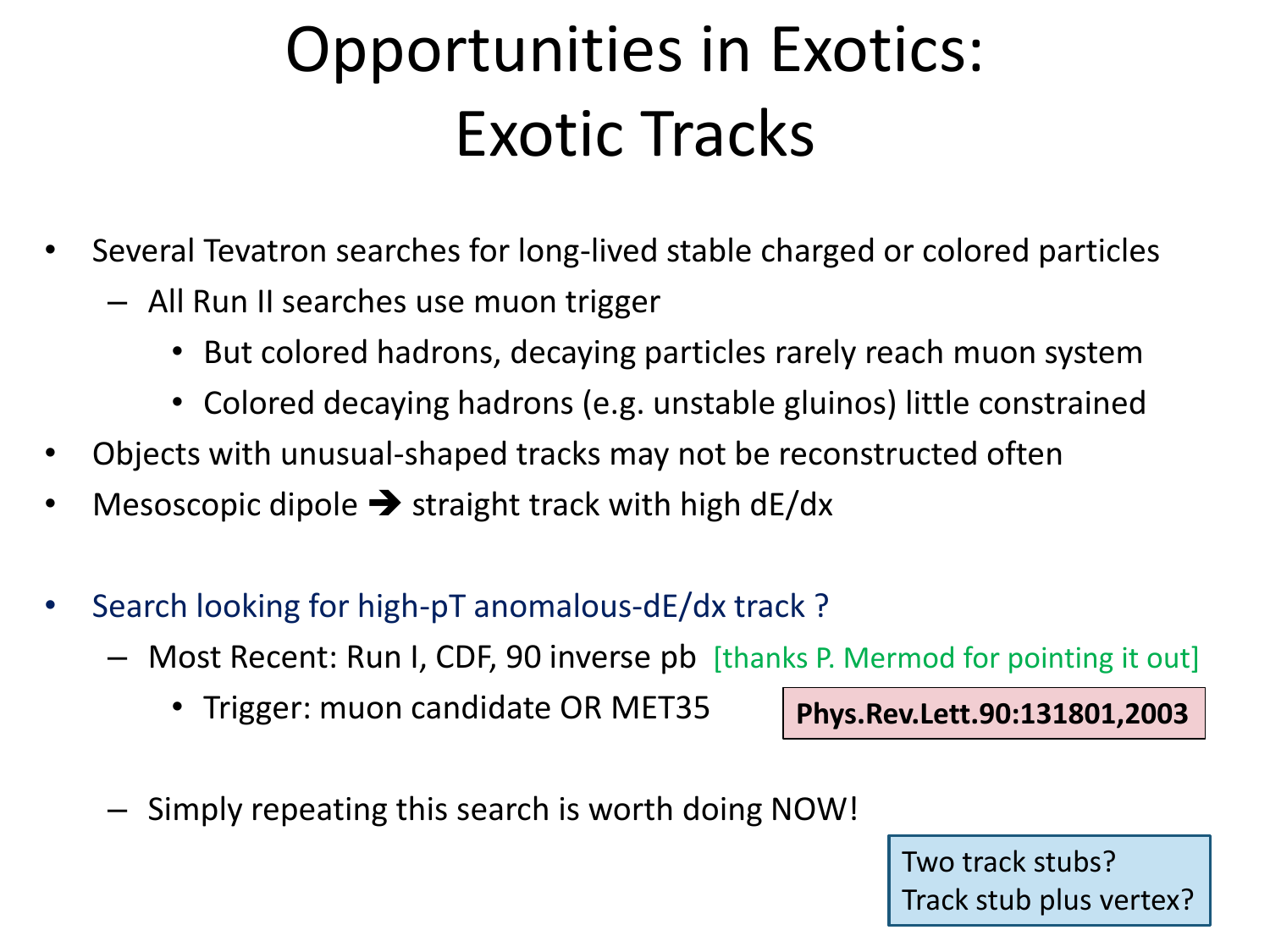# Opportunities in Exotics: Exotic Tracks

- Several Tevatron searches for long-lived stable charged or colored particles
  - All Run II searches use muon trigger
    - But colored hadrons, decaying particles rarely reach muon system
    - Colored decaying hadrons (e.g. unstable gluinos) little constrained
- Objects with unusual-shaped tracks may not be reconstructed often
- Mesoscopic dipole ➔ straight track with high dE/dx

- Search looking for high-pT anomalous-dE/dx track ?
  - Most Recent: Run I, CDF, 90 inverse pb [thanks P. Mermod for pointing it out]
    - Trigger: muon candidate OR MET35

**Phys.Rev.Lett.90:131801,2003**

  - Simply repeating this search is worth doing NOW!

Two track stubs?
Track stub plus vertex?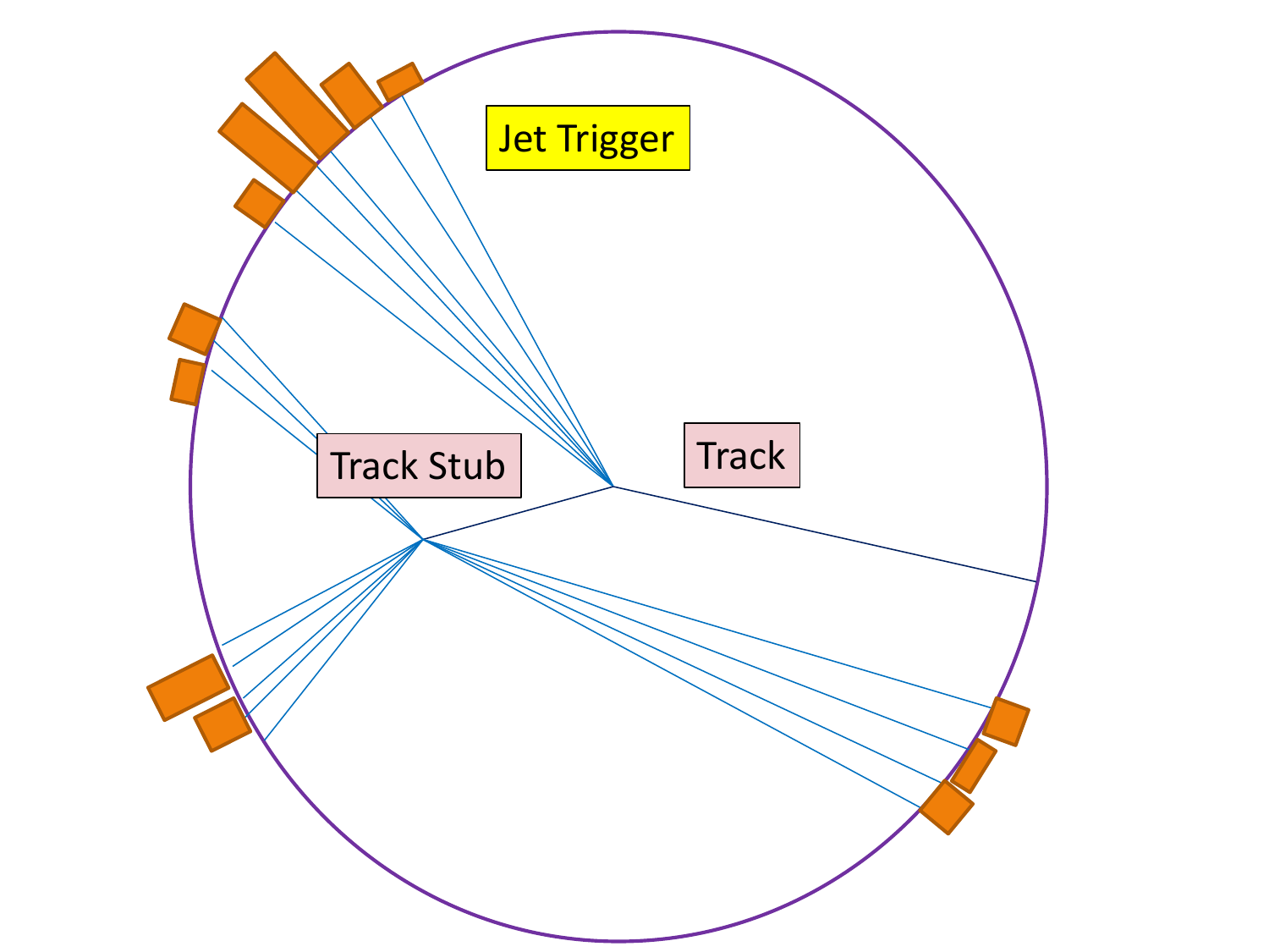Jet Trigger

Track Stub

Track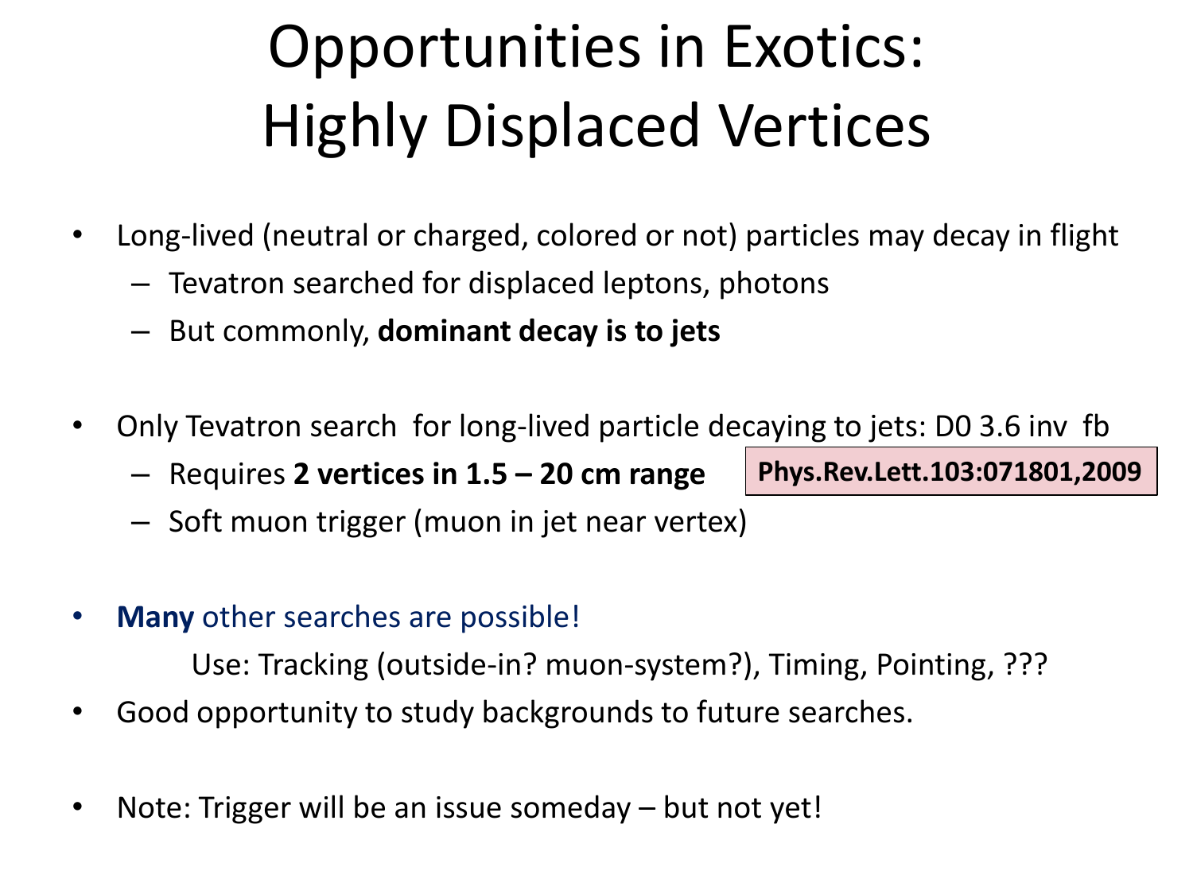# Opportunities in Exotics: Highly Displaced Vertices

- Long-lived (neutral or charged, colored or not) particles may decay in flight
  - Tevatron searched for displaced leptons, photons
  - But commonly, **dominant decay is to jets**

- Only Tevatron search for long-lived particle decaying to jets: D0 3.6 inv fb
  - Requires **2 vertices in 1.5 – 20 cm range** **Phys.Rev.Lett.103:071801,2009**
  - Soft muon trigger (muon in jet near vertex)

- **Many** other searches are possible!

  Use: Tracking (outside-in? muon-system?), Timing, Pointing, ???

- Good opportunity to study backgrounds to future searches.

- Note: Trigger will be an issue someday – but not yet!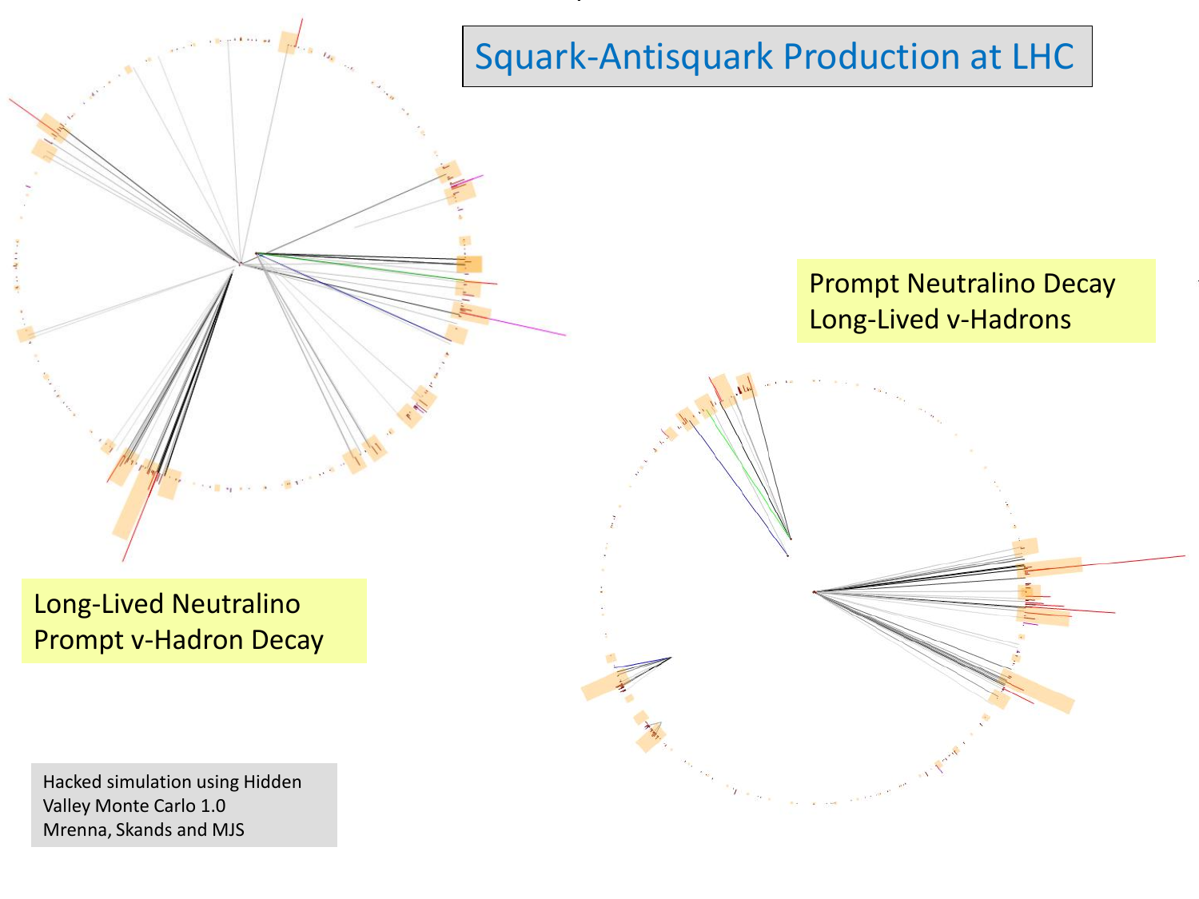# Squark-Antisquark Production at LHC

Prompt Neutralino Decay
Long-Lived v-Hadrons

Long-Lived Neutralino
Prompt v-Hadron Decay

Hacked simulation using Hidden Valley Monte Carlo 1.0
Mrenna, Skands and MJS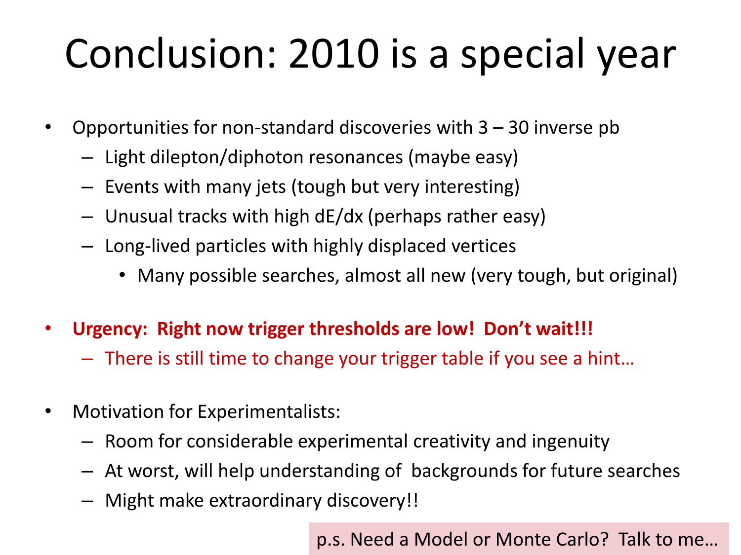# Conclusion: 2010 is a special year

- Opportunities for non-standard discoveries with 3 – 30 inverse pb
  - Light dilepton/diphoton resonances (maybe easy)
  - Events with many jets (tough but very interesting)
  - Unusual tracks with high dE/dx (perhaps rather easy)
  - Long-lived particles with highly displaced vertices
    - Many possible searches, almost all new (very tough, but original)

- **Urgency: Right now trigger thresholds are low! Don't wait!!!**
  - There is still time to change your trigger table if you see a hint…

- Motivation for Experimentalists:
  - Room for considerable experimental creativity and ingenuity
  - At worst, will help understanding of backgrounds for future searches
  - Might make extraordinary discovery!!

p.s. Need a Model or Monte Carlo? Talk to me…